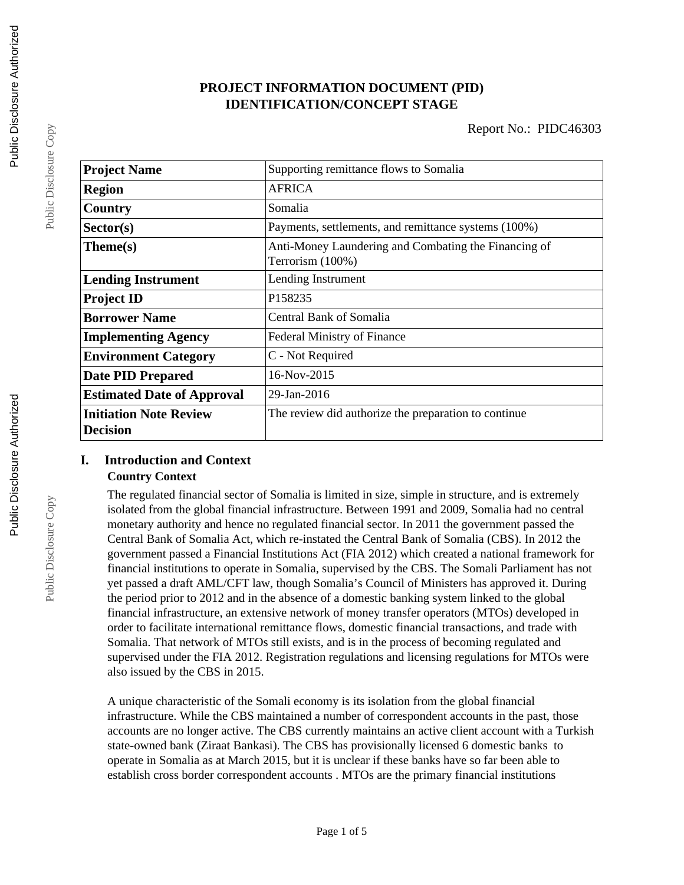# PROJECT INFORMATION DOCUMENT (PID)
# IDENTIFICATION/CONCEPT STAGE

Report No.: PIDC46303

| Project Name | Supporting remittance flows to Somalia |
|---|---|
| Region | AFRICA |
| Country | Somalia |
| Sector(s) | Payments, settlements, and remittance systems (100%) |
| Theme(s) | Anti-Money Laundering and Combating the Financing of Terrorism (100%) |
| Lending Instrument | Lending Instrument |
| Project ID | P158235 |
| Borrower Name | Central Bank of Somalia |
| Implementing Agency | Federal Ministry of Finance |
| Environment Category | C - Not Required |
| Date PID Prepared | 16-Nov-2015 |
| Estimated Date of Approval | 29-Jan-2016 |
| Initiation Note Review Decision | The review did authorize the preparation to continue |

## I. Introduction and Context

### Country Context

The regulated financial sector of Somalia is limited in size, simple in structure, and is extremely isolated from the global financial infrastructure. Between 1991 and 2009, Somalia had no central monetary authority and hence no regulated financial sector. In 2011 the government passed the Central Bank of Somalia Act, which re-instated the Central Bank of Somalia (CBS). In 2012 the government passed a Financial Institutions Act (FIA 2012) which created a national framework for financial institutions to operate in Somalia, supervised by the CBS. The Somali Parliament has not yet passed a draft AML/CFT law, though Somalia's Council of Ministers has approved it. During the period prior to 2012 and in the absence of a domestic banking system linked to the global financial infrastructure, an extensive network of money transfer operators (MTOs) developed in order to facilitate international remittance flows, domestic financial transactions, and trade with Somalia. That network of MTOs still exists, and is in the process of becoming regulated and supervised under the FIA 2012. Registration regulations and licensing regulations for MTOs were also issued by the CBS in 2015.

A unique characteristic of the Somali economy is its isolation from the global financial infrastructure. While the CBS maintained a number of correspondent accounts in the past, those accounts are no longer active. The CBS currently maintains an active client account with a Turkish state-owned bank (Ziraat Bankasi). The CBS has provisionally licensed 6 domestic banks to operate in Somalia as at March 2015, but it is unclear if these banks have so far been able to establish cross border correspondent accounts . MTOs are the primary financial institutions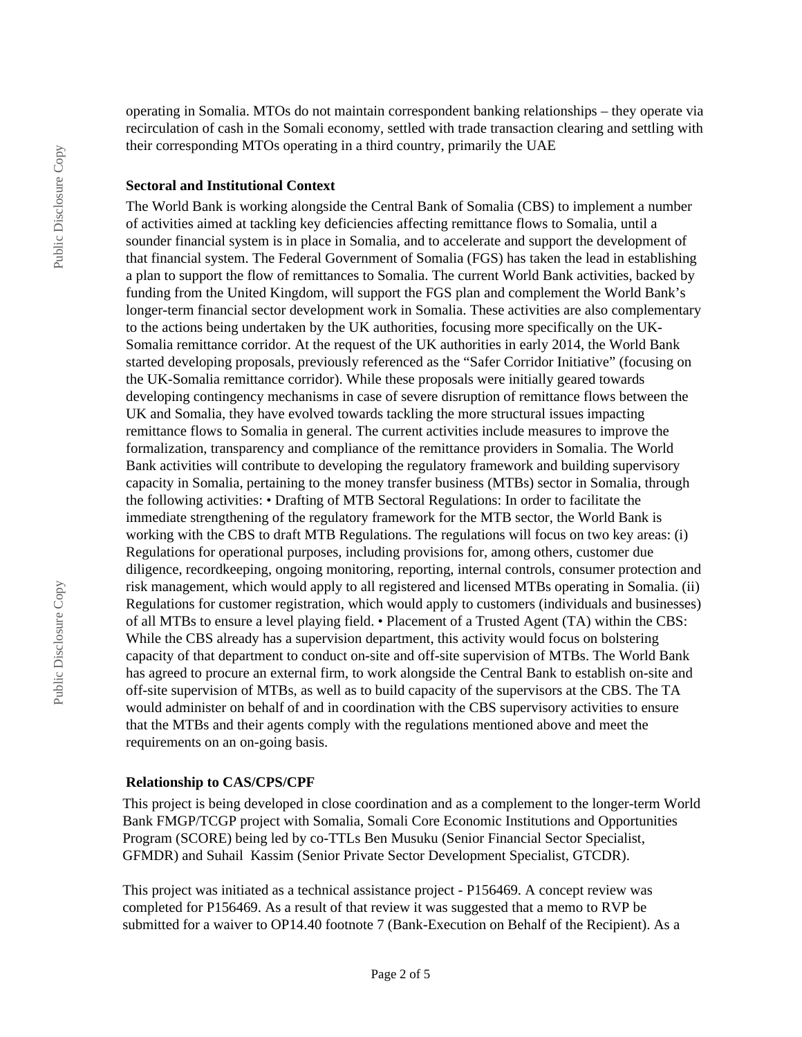operating in Somalia. MTOs do not maintain correspondent banking relationships – they operate via recirculation of cash in the Somali economy, settled with trade transaction clearing and settling with their corresponding MTOs operating in a third country, primarily the UAE

**Sectoral and Institutional Context**

The World Bank is working alongside the Central Bank of Somalia (CBS) to implement a number of activities aimed at tackling key deficiencies affecting remittance flows to Somalia, until a sounder financial system is in place in Somalia, and to accelerate and support the development of that financial system. The Federal Government of Somalia (FGS) has taken the lead in establishing a plan to support the flow of remittances to Somalia. The current World Bank activities, backed by funding from the United Kingdom, will support the FGS plan and complement the World Bank's longer-term financial sector development work in Somalia. These activities are also complementary to the actions being undertaken by the UK authorities, focusing more specifically on the UK-Somalia remittance corridor. At the request of the UK authorities in early 2014, the World Bank started developing proposals, previously referenced as the "Safer Corridor Initiative" (focusing on the UK-Somalia remittance corridor). While these proposals were initially geared towards developing contingency mechanisms in case of severe disruption of remittance flows between the UK and Somalia, they have evolved towards tackling the more structural issues impacting remittance flows to Somalia in general. The current activities include measures to improve the formalization, transparency and compliance of the remittance providers in Somalia. The World Bank activities will contribute to developing the regulatory framework and building supervisory capacity in Somalia, pertaining to the money transfer business (MTBs) sector in Somalia, through the following activities: • Drafting of MTB Sectoral Regulations: In order to facilitate the immediate strengthening of the regulatory framework for the MTB sector, the World Bank is working with the CBS to draft MTB Regulations. The regulations will focus on two key areas: (i) Regulations for operational purposes, including provisions for, among others, customer due diligence, recordkeeping, ongoing monitoring, reporting, internal controls, consumer protection and risk management, which would apply to all registered and licensed MTBs operating in Somalia. (ii) Regulations for customer registration, which would apply to customers (individuals and businesses) of all MTBs to ensure a level playing field. • Placement of a Trusted Agent (TA) within the CBS: While the CBS already has a supervision department, this activity would focus on bolstering capacity of that department to conduct on-site and off-site supervision of MTBs. The World Bank has agreed to procure an external firm, to work alongside the Central Bank to establish on-site and off-site supervision of MTBs, as well as to build capacity of the supervisors at the CBS. The TA would administer on behalf of and in coordination with the CBS supervisory activities to ensure that the MTBs and their agents comply with the regulations mentioned above and meet the requirements on an on-going basis.

**Relationship to CAS/CPS/CPF**

This project is being developed in close coordination and as a complement to the longer-term World Bank FMGP/TCGP project with Somalia, Somali Core Economic Institutions and Opportunities Program (SCORE) being led by co-TTLs Ben Musuku (Senior Financial Sector Specialist, GFMDR) and Suhail Kassim (Senior Private Sector Development Specialist, GTCDR).

This project was initiated as a technical assistance project - P156469. A concept review was completed for P156469. As a result of that review it was suggested that a memo to RVP be submitted for a waiver to OP14.40 footnote 7 (Bank-Execution on Behalf of the Recipient). As a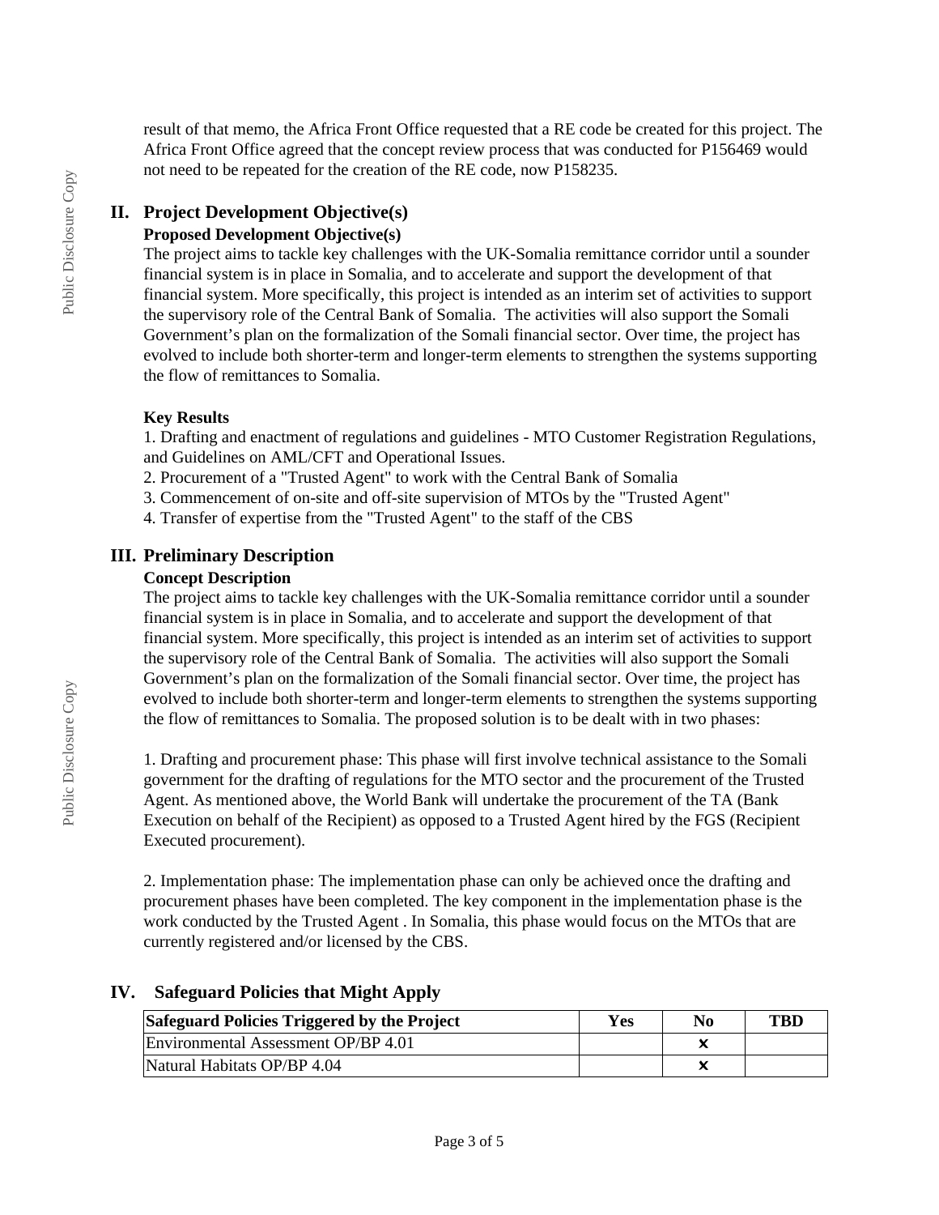result of that memo, the Africa Front Office requested that a RE code be created for this project. The Africa Front Office agreed that the concept review process that was conducted for P156469 would not need to be repeated for the creation of the RE code, now P158235.

## II. Project Development Objective(s)

### Proposed Development Objective(s)

The project aims to tackle key challenges with the UK-Somalia remittance corridor until a sounder financial system is in place in Somalia, and to accelerate and support the development of that financial system. More specifically, this project is intended as an interim set of activities to support the supervisory role of the Central Bank of Somalia. The activities will also support the Somali Government's plan on the formalization of the Somali financial sector. Over time, the project has evolved to include both shorter-term and longer-term elements to strengthen the systems supporting the flow of remittances to Somalia.

### Key Results

1. Drafting and enactment of regulations and guidelines - MTO Customer Registration Regulations, and Guidelines on AML/CFT and Operational Issues.
2. Procurement of a "Trusted Agent" to work with the Central Bank of Somalia
3. Commencement of on-site and off-site supervision of MTOs by the "Trusted Agent"
4. Transfer of expertise from the "Trusted Agent" to the staff of the CBS

## III. Preliminary Description

### Concept Description

The project aims to tackle key challenges with the UK-Somalia remittance corridor until a sounder financial system is in place in Somalia, and to accelerate and support the development of that financial system. More specifically, this project is intended as an interim set of activities to support the supervisory role of the Central Bank of Somalia. The activities will also support the Somali Government's plan on the formalization of the Somali financial sector. Over time, the project has evolved to include both shorter-term and longer-term elements to strengthen the systems supporting the flow of remittances to Somalia. The proposed solution is to be dealt with in two phases:

1. Drafting and procurement phase: This phase will first involve technical assistance to the Somali government for the drafting of regulations for the MTO sector and the procurement of the Trusted Agent. As mentioned above, the World Bank will undertake the procurement of the TA (Bank Execution on behalf of the Recipient) as opposed to a Trusted Agent hired by the FGS (Recipient Executed procurement).

2. Implementation phase: The implementation phase can only be achieved once the drafting and procurement phases have been completed. The key component in the implementation phase is the work conducted by the Trusted Agent . In Somalia, this phase would focus on the MTOs that are currently registered and/or licensed by the CBS.

## IV. Safeguard Policies that Might Apply

| Safeguard Policies Triggered by the Project | Yes | No | TBD |
|---|---|---|---|
| Environmental Assessment OP/BP 4.01 | | ✕ | |
| Natural Habitats OP/BP 4.04 | | ✕ | |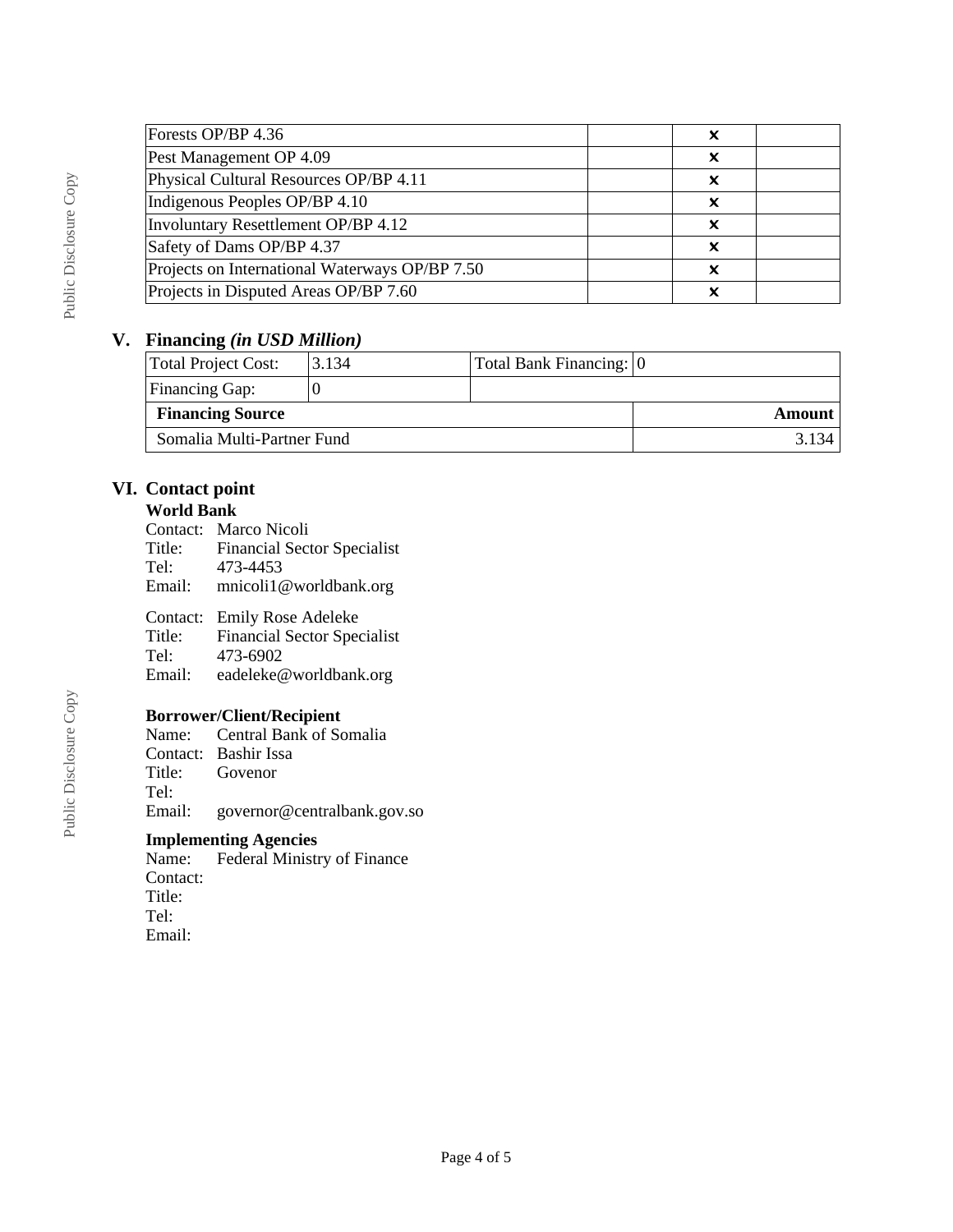| | | | |
|---|---|---|---|
| Forests OP/BP 4.36 | | ✕ | |
| Pest Management OP 4.09 | | ✕ | |
| Physical Cultural Resources OP/BP 4.11 | | ✕ | |
| Indigenous Peoples OP/BP 4.10 | | ✕ | |
| Involuntary Resettlement OP/BP 4.12 | | ✕ | |
| Safety of Dams OP/BP 4.37 | | ✕ | |
| Projects on International Waterways OP/BP 7.50 | | ✕ | |
| Projects in Disputed Areas OP/BP 7.60 | | ✕ | |

## V. Financing *(in USD Million)*

| Total Project Cost: | 3.134 | Total Bank Financing: | 0 |
|---|---|---|---|
| Financing Gap: | 0 | | |
| **Financing Source** | | | **Amount** |
| Somalia Multi-Partner Fund | | | 3.134 |

## VI. Contact point

**World Bank**

Contact: Marco Nicoli
Title: Financial Sector Specialist
Tel: 473-4453
Email: mnicoli1@worldbank.org

Contact: Emily Rose Adeleke
Title: Financial Sector Specialist
Tel: 473-6902
Email: eadeleke@worldbank.org

**Borrower/Client/Recipient**

Name: Central Bank of Somalia
Contact: Bashir Issa
Title: Govenor
Tel:
Email: governor@centralbank.gov.so

**Implementing Agencies**

Name: Federal Ministry of Finance
Contact:
Title:
Tel:
Email: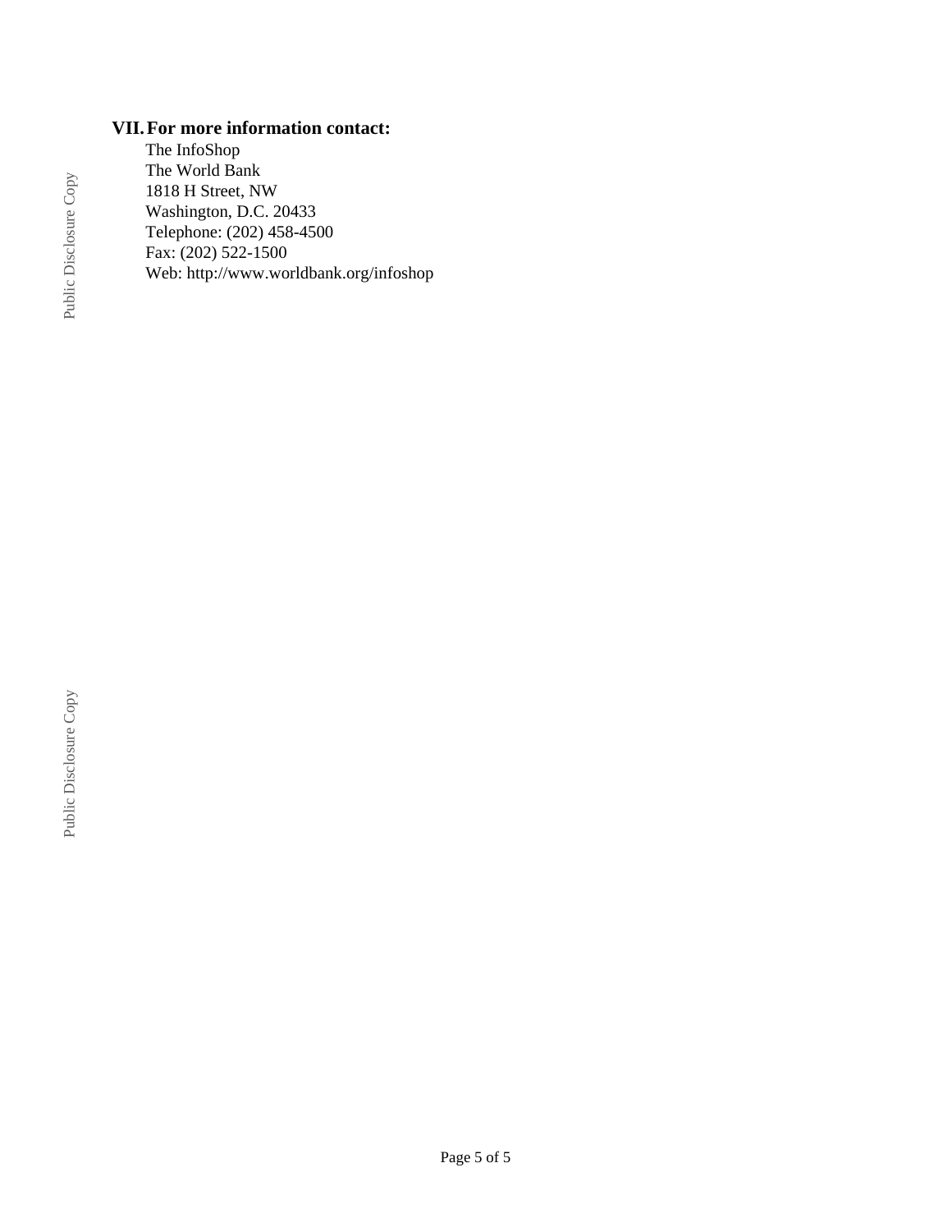## VII. For more information contact:

The InfoShop
The World Bank
1818 H Street, NW
Washington, D.C. 20433
Telephone: (202) 458-4500
Fax: (202) 522-1500
Web: http://www.worldbank.org/infoshop